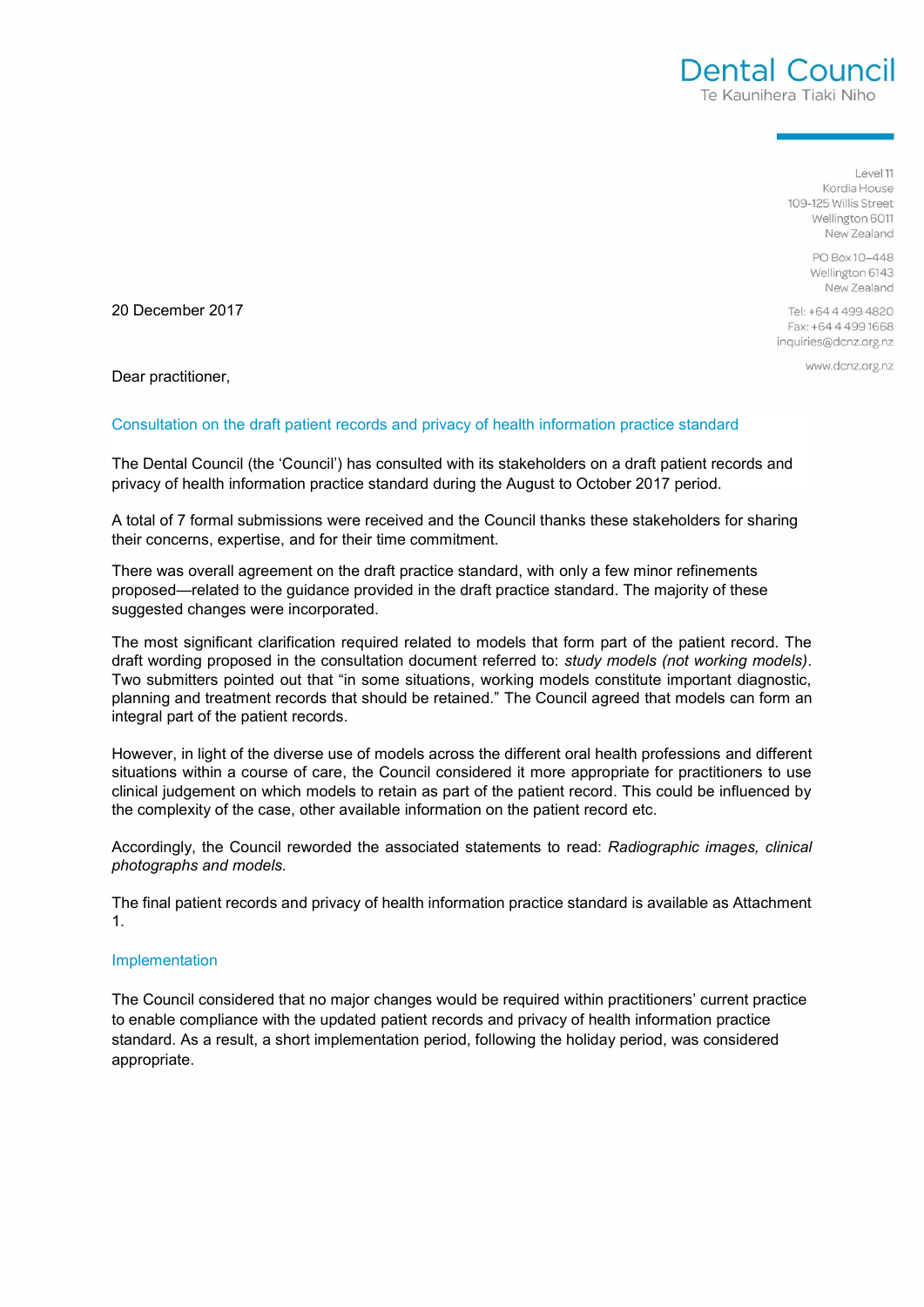Dental Council
Te Kaunihera Tiaki Niho

Level 11
Kordia House
109-125 Willis Street
Wellington 6011
New Zealand

PO Box 10–448
Wellington 6143
New Zealand

Tel: +64 4 499 4820
Fax: +64 4 499 1668
inquiries@dcnz.org.nz

www.dcnz.org.nz

20 December 2017

Dear practitioner,

## Consultation on the draft patient records and privacy of health information practice standard

The Dental Council (the 'Council') has consulted with its stakeholders on a draft patient records and privacy of health information practice standard during the August to October 2017 period.

A total of 7 formal submissions were received and the Council thanks these stakeholders for sharing their concerns, expertise, and for their time commitment.

There was overall agreement on the draft practice standard, with only a few minor refinements proposed—related to the guidance provided in the draft practice standard. The majority of these suggested changes were incorporated.

The most significant clarification required related to models that form part of the patient record. The draft wording proposed in the consultation document referred to: *study models (not working models)*. Two submitters pointed out that "in some situations, working models constitute important diagnostic, planning and treatment records that should be retained." The Council agreed that models can form an integral part of the patient records.

However, in light of the diverse use of models across the different oral health professions and different situations within a course of care, the Council considered it more appropriate for practitioners to use clinical judgement on which models to retain as part of the patient record. This could be influenced by the complexity of the case, other available information on the patient record etc.

Accordingly, the Council reworded the associated statements to read: *Radiographic images, clinical photographs and models.*

The final patient records and privacy of health information practice standard is available as Attachment 1.

## Implementation

The Council considered that no major changes would be required within practitioners' current practice to enable compliance with the updated patient records and privacy of health information practice standard. As a result, a short implementation period, following the holiday period, was considered appropriate.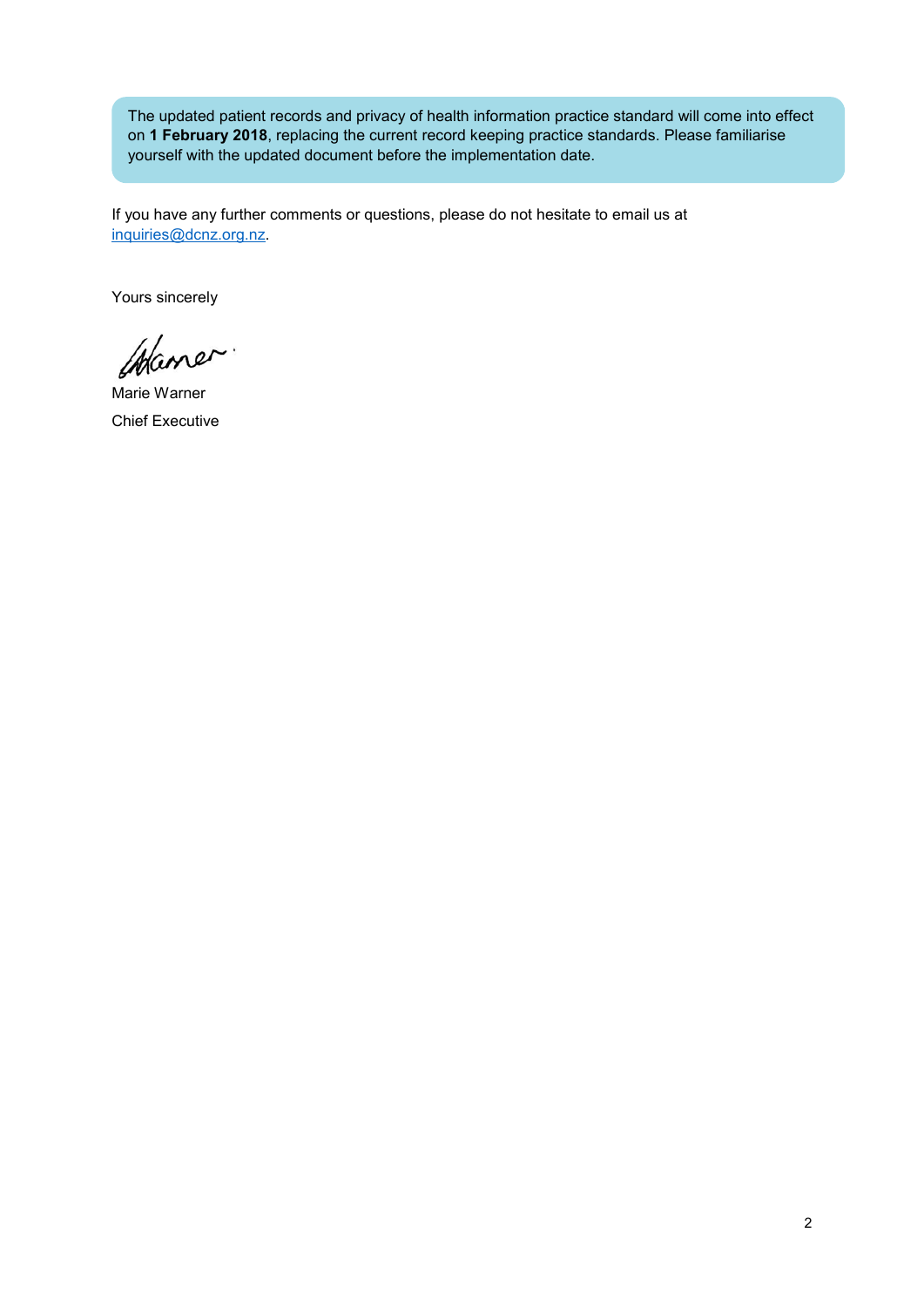The updated patient records and privacy of health information practice standard will come into effect on **1 February 2018**, replacing the current record keeping practice standards. Please familiarise yourself with the updated document before the implementation date.

If you have any further comments or questions, please do not hesitate to email us at inquiries@dcnz.org.nz.

Yours sincerely

Marie Warner

Chief Executive